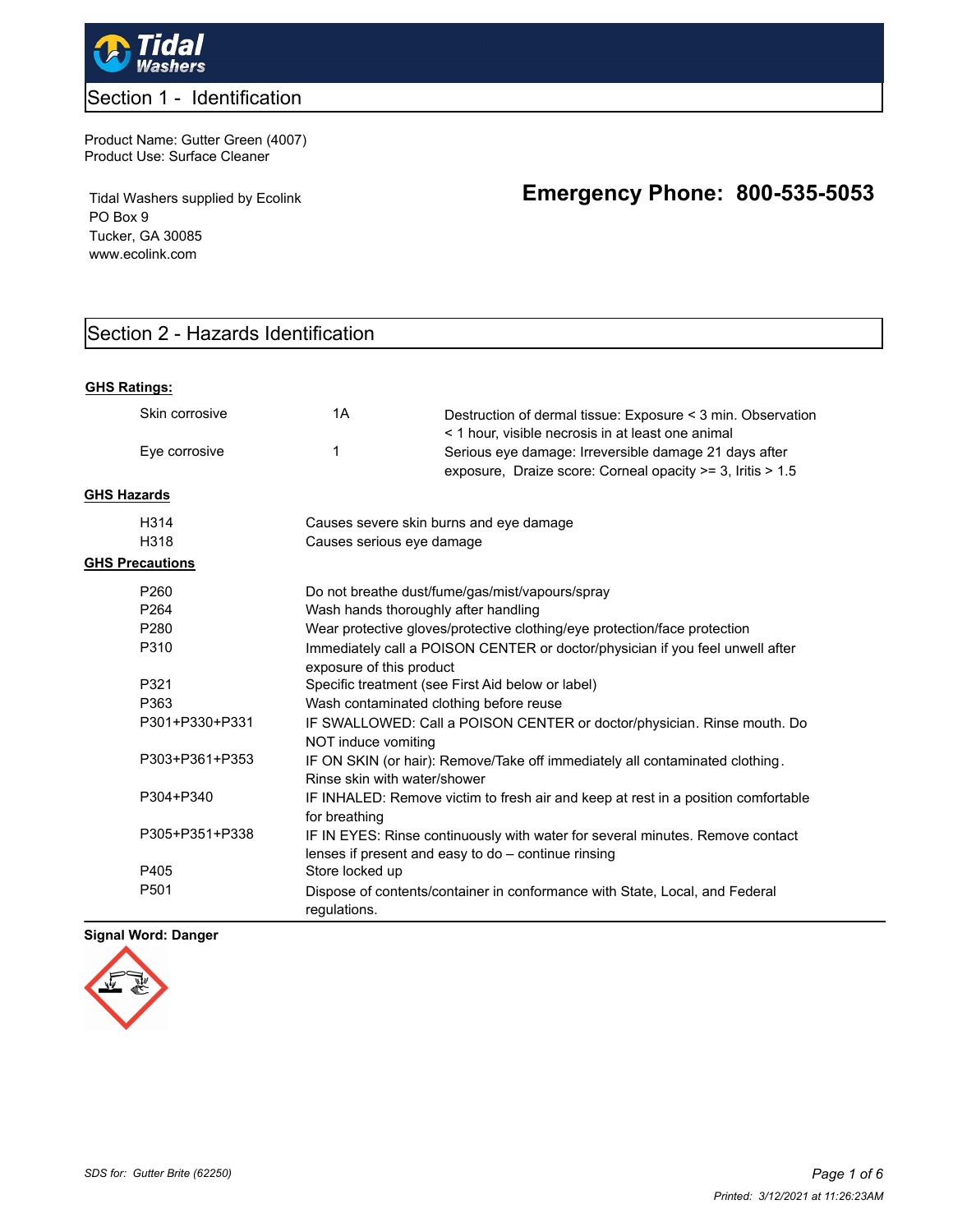## Section 1 - Identification

Product Name: Gutter Green (4007)
Product Use: Surface Cleaner

Tidal Washers supplied by Ecolink
PO Box 9
Tucker, GA 30085
www.ecolink.com

**Emergency Phone: 800-535-5053**

## Section 2 - Hazards Identification

**GHS Ratings:**

| | | |
|---|---|---|
| Skin corrosive | 1A | Destruction of dermal tissue: Exposure < 3 min. Observation < 1 hour, visible necrosis in at least one animal |
| Eye corrosive | 1 | Serious eye damage: Irreversible damage 21 days after exposure, Draize score: Corneal opacity >= 3, Iritis > 1.5 |

**GHS Hazards**

| | |
|---|---|
| H314 | Causes severe skin burns and eye damage |
| H318 | Causes serious eye damage |

**GHS Precautions**

| | |
|---|---|
| P260 | Do not breathe dust/fume/gas/mist/vapours/spray |
| P264 | Wash hands thoroughly after handling |
| P280 | Wear protective gloves/protective clothing/eye protection/face protection |
| P310 | Immediately call a POISON CENTER or doctor/physician if you feel unwell after exposure of this product |
| P321 | Specific treatment (see First Aid below or label) |
| P363 | Wash contaminated clothing before reuse |
| P301+P330+P331 | IF SWALLOWED: Call a POISON CENTER or doctor/physician. Rinse mouth. Do NOT induce vomiting |
| P303+P361+P353 | IF ON SKIN (or hair): Remove/Take off immediately all contaminated clothing. Rinse skin with water/shower |
| P304+P340 | IF INHALED: Remove victim to fresh air and keep at rest in a position comfortable for breathing |
| P305+P351+P338 | IF IN EYES: Rinse continuously with water for several minutes. Remove contact lenses if present and easy to do – continue rinsing |
| P405 | Store locked up |
| P501 | Dispose of contents/container in conformance with State, Local, and Federal regulations. |

**Signal Word: Danger**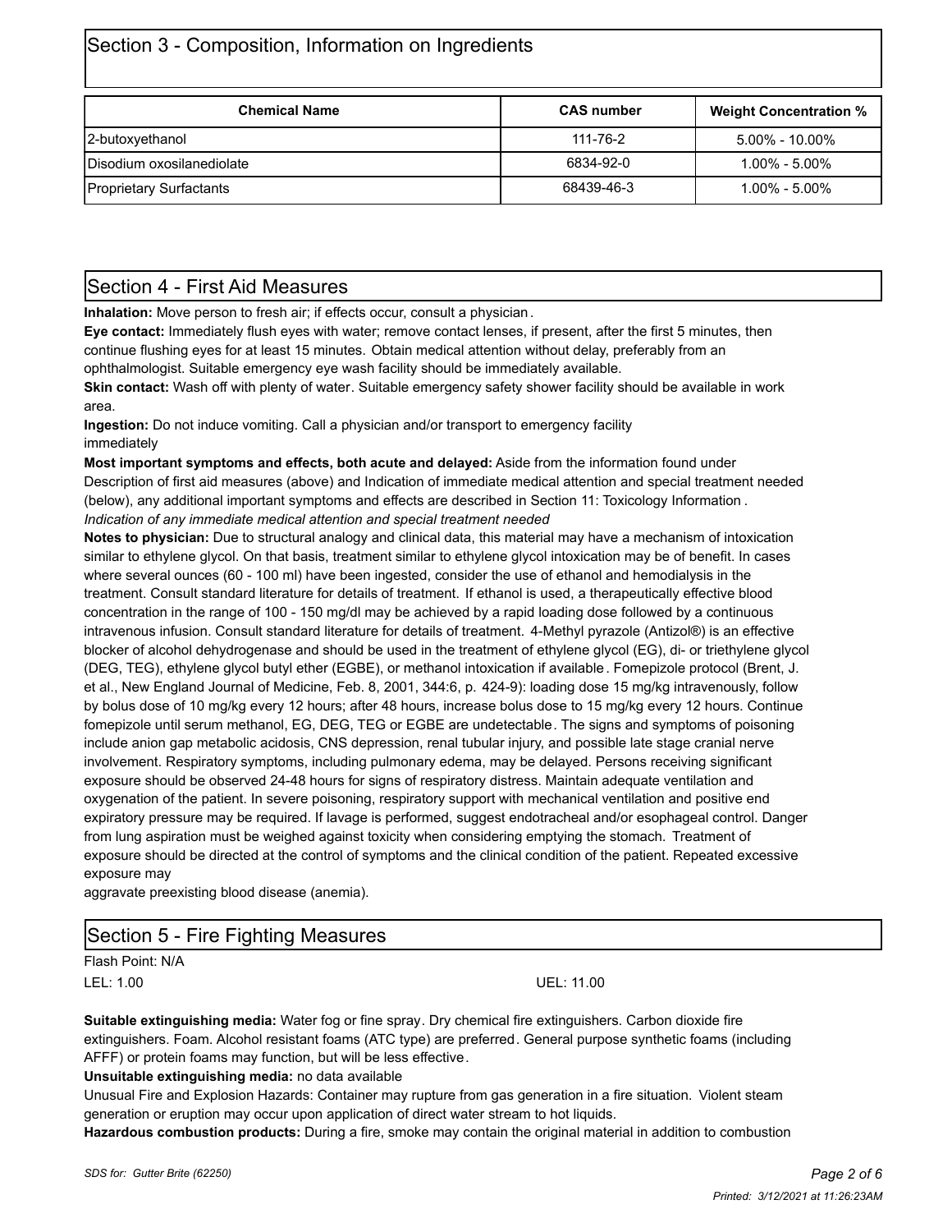## Section 3 - Composition, Information on Ingredients

| Chemical Name | CAS number | Weight Concentration % |
|---|---|---|
| 2-butoxyethanol | 111-76-2 | 5.00% - 10.00% |
| Disodium oxosilanediolate | 6834-92-0 | 1.00% - 5.00% |
| Proprietary Surfactants | 68439-46-3 | 1.00% - 5.00% |

## Section 4 - First Aid Measures

**Inhalation:** Move person to fresh air; if effects occur, consult a physician.

**Eye contact:** Immediately flush eyes with water; remove contact lenses, if present, after the first 5 minutes, then continue flushing eyes for at least 15 minutes. Obtain medical attention without delay, preferably from an ophthalmologist. Suitable emergency eye wash facility should be immediately available.

**Skin contact:** Wash off with plenty of water. Suitable emergency safety shower facility should be available in work area.

**Ingestion:** Do not induce vomiting. Call a physician and/or transport to emergency facility immediately

**Most important symptoms and effects, both acute and delayed:** Aside from the information found under Description of first aid measures (above) and Indication of immediate medical attention and special treatment needed (below), any additional important symptoms and effects are described in Section 11: Toxicology Information.

*Indication of any immediate medical attention and special treatment needed*

**Notes to physician:** Due to structural analogy and clinical data, this material may have a mechanism of intoxication similar to ethylene glycol. On that basis, treatment similar to ethylene glycol intoxication may be of benefit. In cases where several ounces (60 - 100 ml) have been ingested, consider the use of ethanol and hemodialysis in the treatment. Consult standard literature for details of treatment. If ethanol is used, a therapeutically effective blood concentration in the range of 100 - 150 mg/dl may be achieved by a rapid loading dose followed by a continuous intravenous infusion. Consult standard literature for details of treatment. 4-Methyl pyrazole (Antizol®) is an effective blocker of alcohol dehydrogenase and should be used in the treatment of ethylene glycol (EG), di- or triethylene glycol (DEG, TEG), ethylene glycol butyl ether (EGBE), or methanol intoxication if available. Fomepizole protocol (Brent, J. et al., New England Journal of Medicine, Feb. 8, 2001, 344:6, p. 424-9): loading dose 15 mg/kg intravenously, follow by bolus dose of 10 mg/kg every 12 hours; after 48 hours, increase bolus dose to 15 mg/kg every 12 hours. Continue fomepizole until serum methanol, EG, DEG, TEG or EGBE are undetectable. The signs and symptoms of poisoning include anion gap metabolic acidosis, CNS depression, renal tubular injury, and possible late stage cranial nerve involvement. Respiratory symptoms, including pulmonary edema, may be delayed. Persons receiving significant exposure should be observed 24-48 hours for signs of respiratory distress. Maintain adequate ventilation and oxygenation of the patient. In severe poisoning, respiratory support with mechanical ventilation and positive end expiratory pressure may be required. If lavage is performed, suggest endotracheal and/or esophageal control. Danger from lung aspiration must be weighed against toxicity when considering emptying the stomach. Treatment of exposure should be directed at the control of symptoms and the clinical condition of the patient. Repeated excessive exposure may aggravate preexisting blood disease (anemia).

## Section 5 - Fire Fighting Measures

Flash Point: N/A

LEL: 1.00 UEL: 11.00

**Suitable extinguishing media:** Water fog or fine spray. Dry chemical fire extinguishers. Carbon dioxide fire extinguishers. Foam. Alcohol resistant foams (ATC type) are preferred. General purpose synthetic foams (including AFFF) or protein foams may function, but will be less effective.

**Unsuitable extinguishing media:** no data available

Unusual Fire and Explosion Hazards: Container may rupture from gas generation in a fire situation. Violent steam generation or eruption may occur upon application of direct water stream to hot liquids.

**Hazardous combustion products:** During a fire, smoke may contain the original material in addition to combustion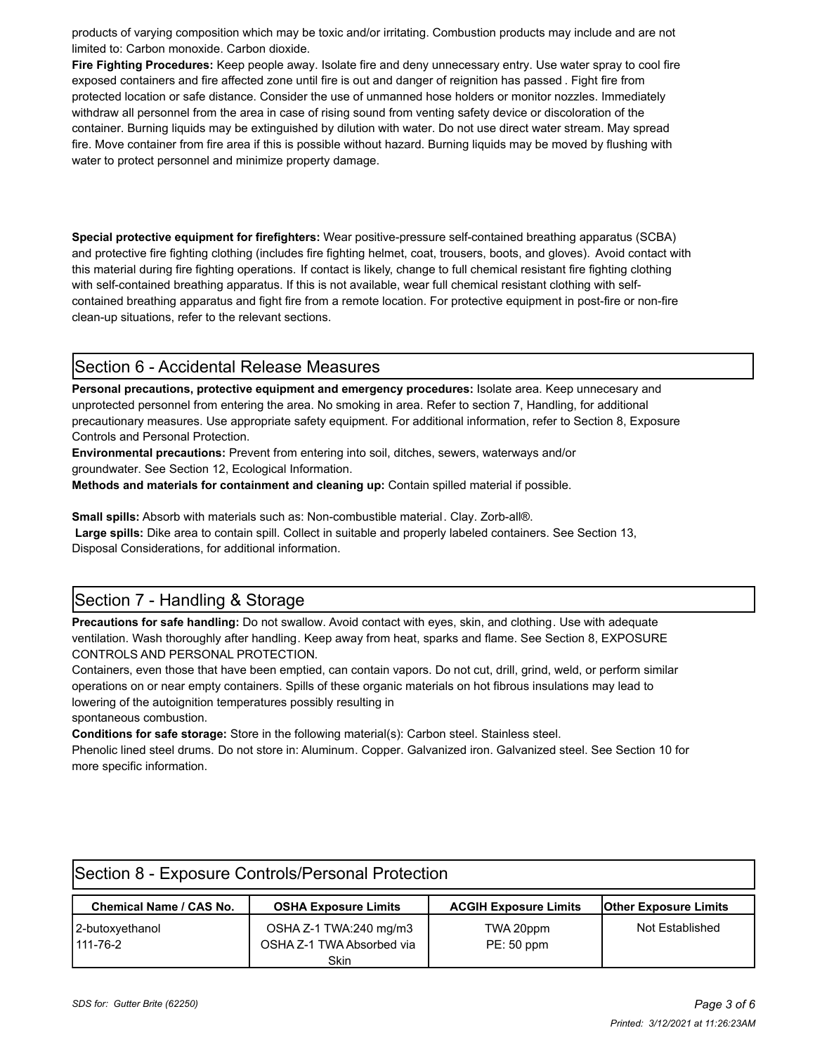products of varying composition which may be toxic and/or irritating. Combustion products may include and are not limited to: Carbon monoxide. Carbon dioxide.

**Fire Fighting Procedures:** Keep people away. Isolate fire and deny unnecessary entry. Use water spray to cool fire exposed containers and fire affected zone until fire is out and danger of reignition has passed . Fight fire from protected location or safe distance. Consider the use of unmanned hose holders or monitor nozzles. Immediately withdraw all personnel from the area in case of rising sound from venting safety device or discoloration of the container. Burning liquids may be extinguished by dilution with water. Do not use direct water stream. May spread fire. Move container from fire area if this is possible without hazard. Burning liquids may be moved by flushing with water to protect personnel and minimize property damage.

**Special protective equipment for firefighters:** Wear positive-pressure self-contained breathing apparatus (SCBA) and protective fire fighting clothing (includes fire fighting helmet, coat, trousers, boots, and gloves). Avoid contact with this material during fire fighting operations. If contact is likely, change to full chemical resistant fire fighting clothing with self-contained breathing apparatus. If this is not available, wear full chemical resistant clothing with self-contained breathing apparatus and fight fire from a remote location. For protective equipment in post-fire or non-fire clean-up situations, refer to the relevant sections.

## Section 6 - Accidental Release Measures

**Personal precautions, protective equipment and emergency procedures:** Isolate area. Keep unnecesary and unprotected personnel from entering the area. No smoking in area. Refer to section 7, Handling, for additional precautionary measures. Use appropriate safety equipment. For additional information, refer to Section 8, Exposure Controls and Personal Protection.

**Environmental precautions:** Prevent from entering into soil, ditches, sewers, waterways and/or groundwater. See Section 12, Ecological Information.

**Methods and materials for containment and cleaning up:** Contain spilled material if possible.

**Small spills:** Absorb with materials such as: Non-combustible material. Clay. Zorb-all®.

**Large spills:** Dike area to contain spill. Collect in suitable and properly labeled containers. See Section 13, Disposal Considerations, for additional information.

## Section 7 - Handling & Storage

**Precautions for safe handling:** Do not swallow. Avoid contact with eyes, skin, and clothing. Use with adequate ventilation. Wash thoroughly after handling. Keep away from heat, sparks and flame. See Section 8, EXPOSURE CONTROLS AND PERSONAL PROTECTION.

Containers, even those that have been emptied, can contain vapors. Do not cut, drill, grind, weld, or perform similar operations on or near empty containers. Spills of these organic materials on hot fibrous insulations may lead to lowering of the autoignition temperatures possibly resulting in spontaneous combustion.

**Conditions for safe storage:** Store in the following material(s): Carbon steel. Stainless steel. Phenolic lined steel drums. Do not store in: Aluminum. Copper. Galvanized iron. Galvanized steel. See Section 10 for more specific information.

## Section 8 - Exposure Controls/Personal Protection

| Chemical Name / CAS No. | OSHA Exposure Limits | ACGIH Exposure Limits | Other Exposure Limits |
|---|---|---|---|
| 2-butoxyethanol<br>111-76-2 | OSHA Z-1 TWA:240 mg/m3<br>OSHA Z-1 TWA Absorbed via Skin | TWA 20ppm<br>PE: 50 ppm | Not Established |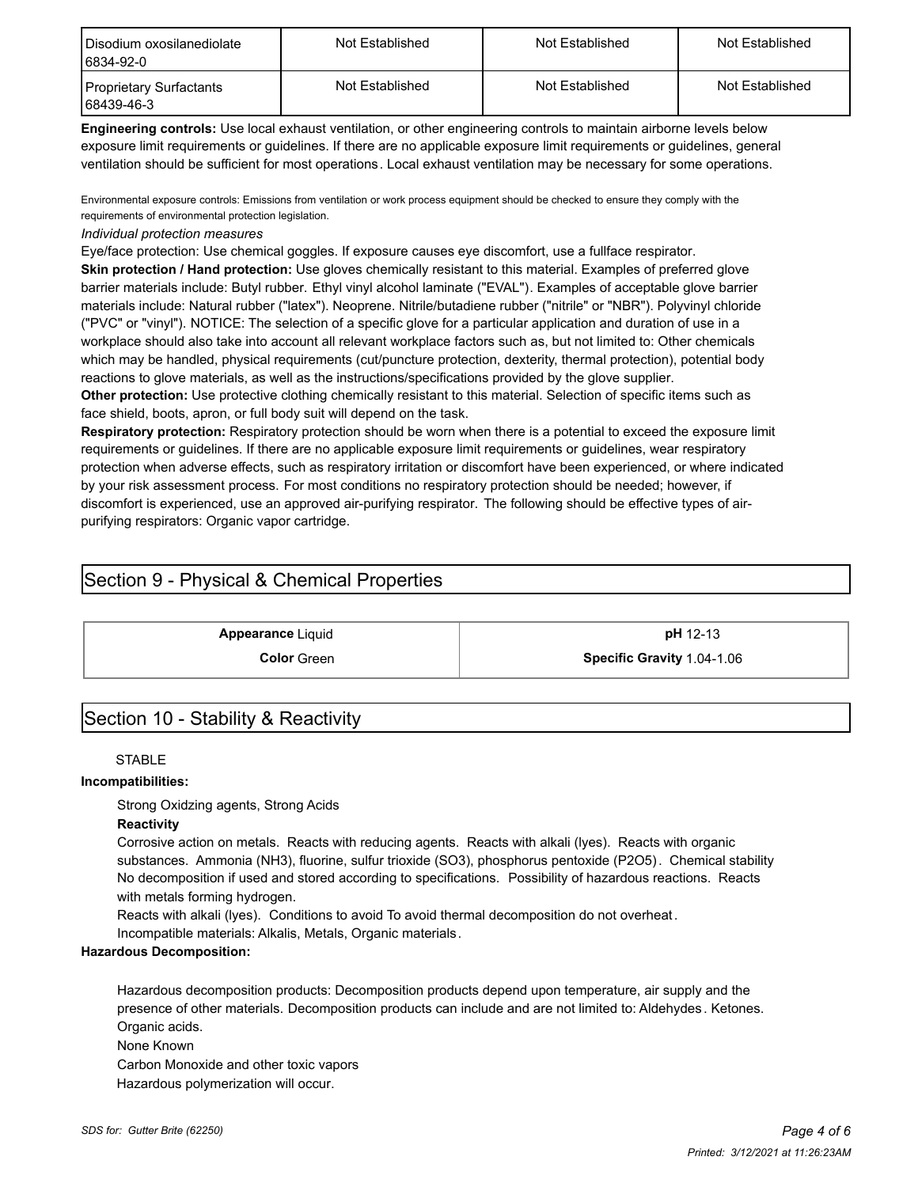| Disodium oxosilanediolate 6834-92-0 | Not Established | Not Established | Not Established |
|---|---|---|---|
| Proprietary Surfactants 68439-46-3 | Not Established | Not Established | Not Established |

**Engineering controls:** Use local exhaust ventilation, or other engineering controls to maintain airborne levels below exposure limit requirements or guidelines. If there are no applicable exposure limit requirements or guidelines, general ventilation should be sufficient for most operations. Local exhaust ventilation may be necessary for some operations.

Environmental exposure controls: Emissions from ventilation or work process equipment should be checked to ensure they comply with the requirements of environmental protection legislation.

*Individual protection measures*

Eye/face protection: Use chemical goggles. If exposure causes eye discomfort, use a fullface respirator.

**Skin protection / Hand protection:** Use gloves chemically resistant to this material. Examples of preferred glove barrier materials include: Butyl rubber. Ethyl vinyl alcohol laminate ("EVAL"). Examples of acceptable glove barrier materials include: Natural rubber ("latex"). Neoprene. Nitrile/butadiene rubber ("nitrile" or "NBR"). Polyvinyl chloride ("PVC" or "vinyl"). NOTICE: The selection of a specific glove for a particular application and duration of use in a workplace should also take into account all relevant workplace factors such as, but not limited to: Other chemicals which may be handled, physical requirements (cut/puncture protection, dexterity, thermal protection), potential body reactions to glove materials, as well as the instructions/specifications provided by the glove supplier.

**Other protection:** Use protective clothing chemically resistant to this material. Selection of specific items such as face shield, boots, apron, or full body suit will depend on the task.

**Respiratory protection:** Respiratory protection should be worn when there is a potential to exceed the exposure limit requirements or guidelines. If there are no applicable exposure limit requirements or guidelines, wear respiratory protection when adverse effects, such as respiratory irritation or discomfort have been experienced, or where indicated by your risk assessment process. For most conditions no respiratory protection should be needed; however, if discomfort is experienced, use an approved air-purifying respirator. The following should be effective types of air-purifying respirators: Organic vapor cartridge.

## Section 9 - Physical & Chemical Properties

| | |
|---|---|
| **Appearance** Liquid | **pH** 12-13 |
| **Color** Green | **Specific Gravity** 1.04-1.06 |

## Section 10 - Stability & Reactivity

STABLE

**Incompatibilities:**

Strong Oxidzing agents, Strong Acids

**Reactivity**

Corrosive action on metals. Reacts with reducing agents. Reacts with alkali (lyes). Reacts with organic substances. Ammonia ($NH_3$), fluorine, sulfur trioxide ($SO_3$), phosphorus pentoxide ($P_2O_5$). Chemical stability No decomposition if used and stored according to specifications. Possibility of hazardous reactions. Reacts with metals forming hydrogen.

Reacts with alkali (lyes). Conditions to avoid To avoid thermal decomposition do not overheat.

Incompatible materials: Alkalis, Metals, Organic materials.

**Hazardous Decomposition:**

Hazardous decomposition products: Decomposition products depend upon temperature, air supply and the presence of other materials. Decomposition products can include and are not limited to: Aldehydes. Ketones. Organic acids.

None Known

Carbon Monoxide and other toxic vapors

Hazardous polymerization will occur.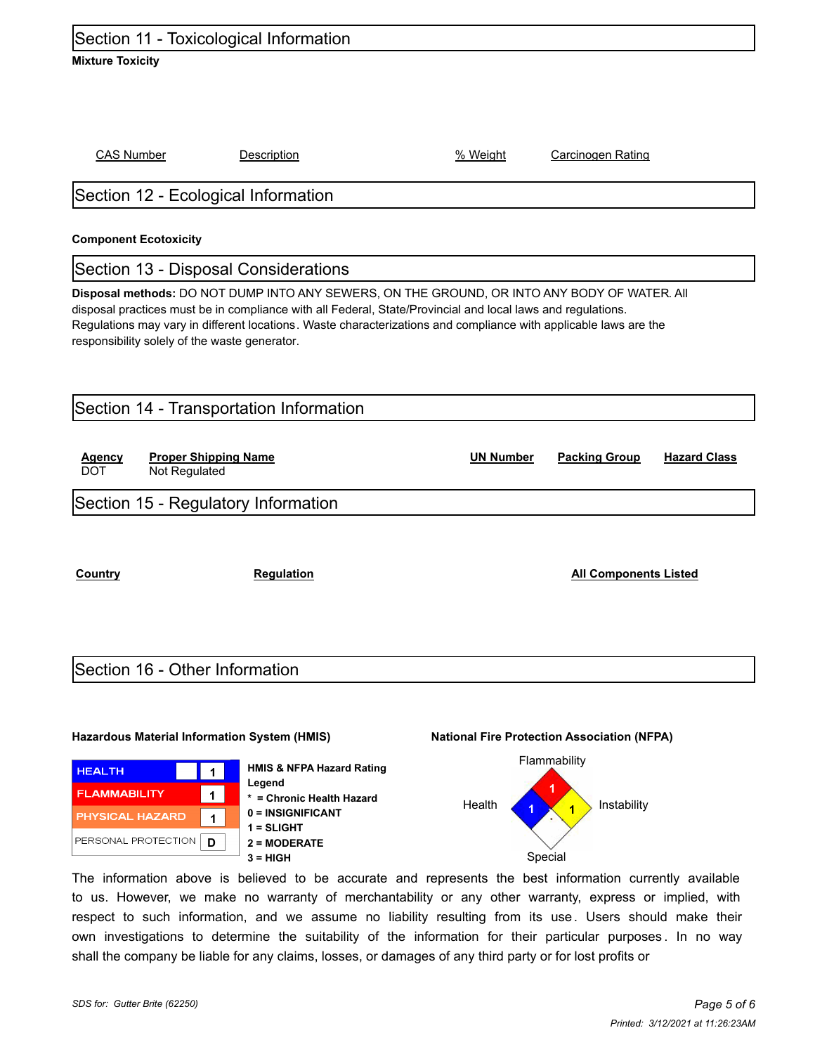## Section 11 - Toxicological Information

**Mixture Toxicity**

| CAS Number | Description | % Weight | Carcinogen Rating |
|---|---|---|---|

## Section 12 - Ecological Information

**Component Ecotoxicity**

## Section 13 - Disposal Considerations

**Disposal methods:** DO NOT DUMP INTO ANY SEWERS, ON THE GROUND, OR INTO ANY BODY OF WATER. All disposal practices must be in compliance with all Federal, State/Provincial and local laws and regulations. Regulations may vary in different locations. Waste characterizations and compliance with applicable laws are the responsibility solely of the waste generator.

## Section 14 - Transportation Information

| Agency | Proper Shipping Name | UN Number | Packing Group | Hazard Class |
|---|---|---|---|---|
| DOT | Not Regulated | | | |

## Section 15 - Regulatory Information

| Country | Regulation | All Components Listed |
|---|---|---|

## Section 16 - Other Information

**Hazardous Material Information System (HMIS)**

| | |
|---|---|
| HEALTH | 1 |
| FLAMMABILITY | 1 |
| PHYSICAL HAZARD | 1 |
| PERSONAL PROTECTION | D |

**HMIS & NFPA Hazard Rating Legend**

**\* = Chronic Health Hazard**
**0 = INSIGNIFICANT**
**1 = SLIGHT**
**2 = MODERATE**
**3 = HIGH**

**National Fire Protection Association (NFPA)**

| Flammability | Health | Instability | Special |
|---|---|---|---|
| 1 | 1 | 1 | |

The information above is believed to be accurate and represents the best information currently available to us. However, we make no warranty of merchantability or any other warranty, express or implied, with respect to such information, and we assume no liability resulting from its use. Users should make their own investigations to determine the suitability of the information for their particular purposes. In no way shall the company be liable for any claims, losses, or damages of any third party or for lost profits or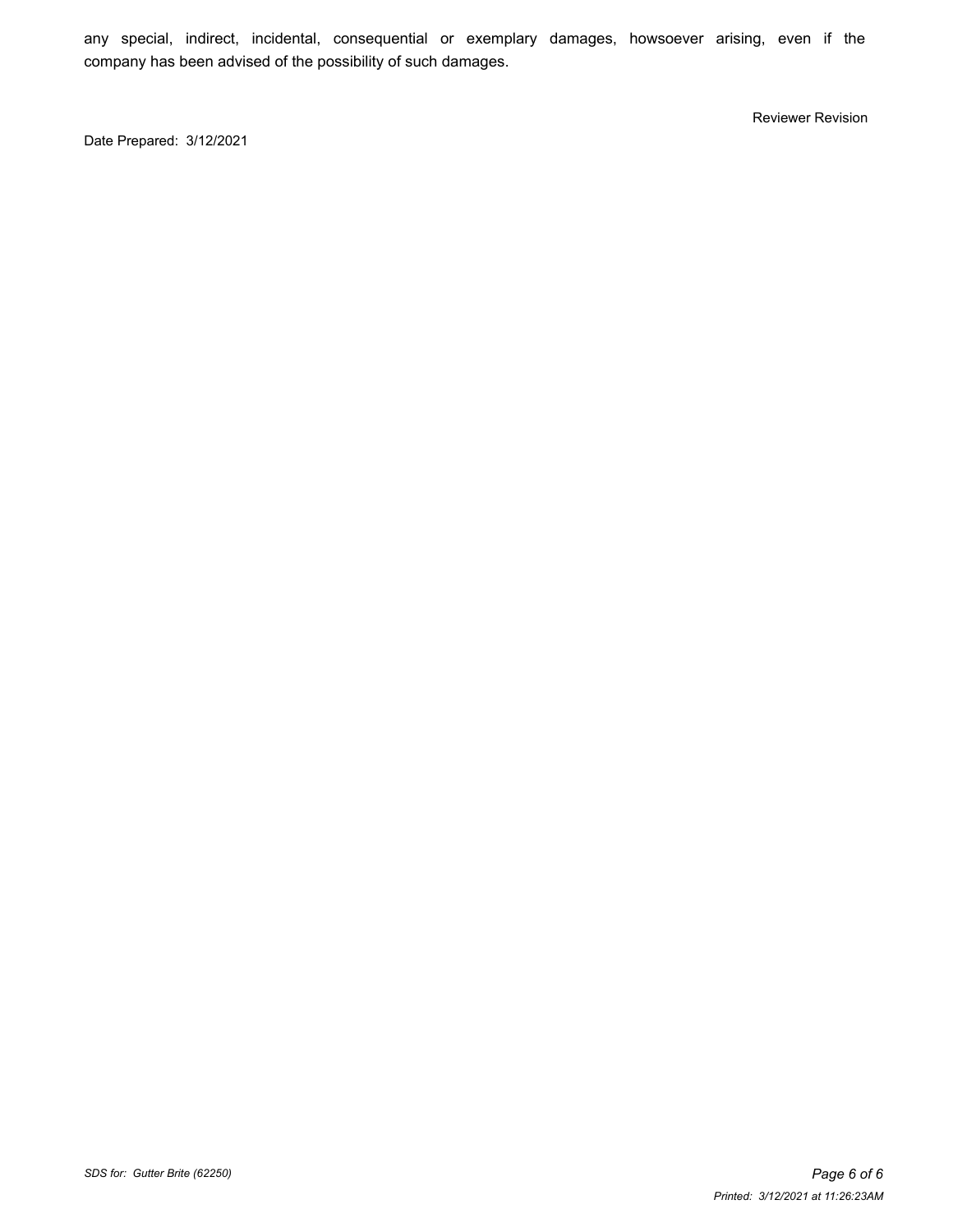any special, indirect, incidental, consequential or exemplary damages, howsoever arising, even if the company has been advised of the possibility of such damages.

Reviewer Revision

Date Prepared: 3/12/2021